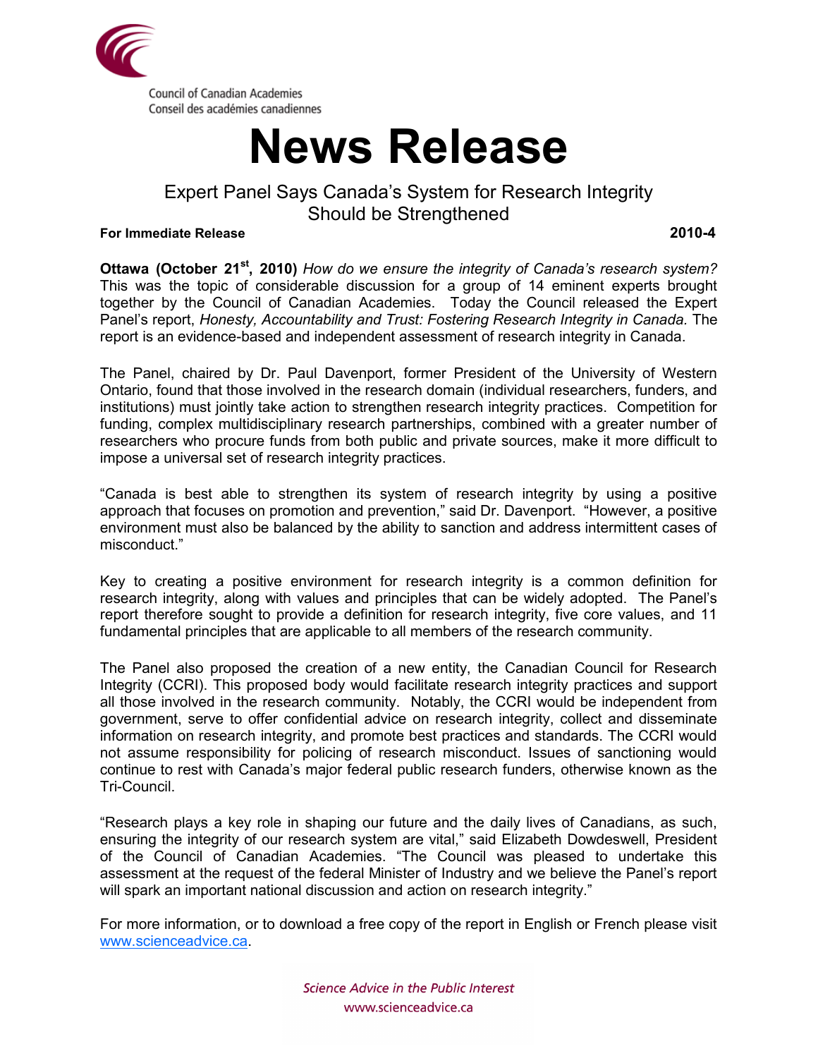Council of Canadian Academies
Conseil des académies canadiennes

# News Release

## Expert Panel Says Canada's System for Research Integrity Should be Strengthened

**For Immediate Release** **2010-4**

**Ottawa (October 21st, 2010)** *How do we ensure the integrity of Canada's research system?* This was the topic of considerable discussion for a group of 14 eminent experts brought together by the Council of Canadian Academies. Today the Council released the Expert Panel's report, *Honesty, Accountability and Trust: Fostering Research Integrity in Canada.* The report is an evidence-based and independent assessment of research integrity in Canada.

The Panel, chaired by Dr. Paul Davenport, former President of the University of Western Ontario, found that those involved in the research domain (individual researchers, funders, and institutions) must jointly take action to strengthen research integrity practices. Competition for funding, complex multidisciplinary research partnerships, combined with a greater number of researchers who procure funds from both public and private sources, make it more difficult to impose a universal set of research integrity practices.

"Canada is best able to strengthen its system of research integrity by using a positive approach that focuses on promotion and prevention," said Dr. Davenport. "However, a positive environment must also be balanced by the ability to sanction and address intermittent cases of misconduct."

Key to creating a positive environment for research integrity is a common definition for research integrity, along with values and principles that can be widely adopted. The Panel's report therefore sought to provide a definition for research integrity, five core values, and 11 fundamental principles that are applicable to all members of the research community.

The Panel also proposed the creation of a new entity, the Canadian Council for Research Integrity (CCRI). This proposed body would facilitate research integrity practices and support all those involved in the research community. Notably, the CCRI would be independent from government, serve to offer confidential advice on research integrity, collect and disseminate information on research integrity, and promote best practices and standards. The CCRI would not assume responsibility for policing of research misconduct. Issues of sanctioning would continue to rest with Canada's major federal public research funders, otherwise known as the Tri-Council.

"Research plays a key role in shaping our future and the daily lives of Canadians, as such, ensuring the integrity of our research system are vital," said Elizabeth Dowdeswell, President of the Council of Canadian Academies. "The Council was pleased to undertake this assessment at the request of the federal Minister of Industry and we believe the Panel's report will spark an important national discussion and action on research integrity."

For more information, or to download a free copy of the report in English or French please visit www.scienceadvice.ca.

*Science Advice in the Public Interest*
www.scienceadvice.ca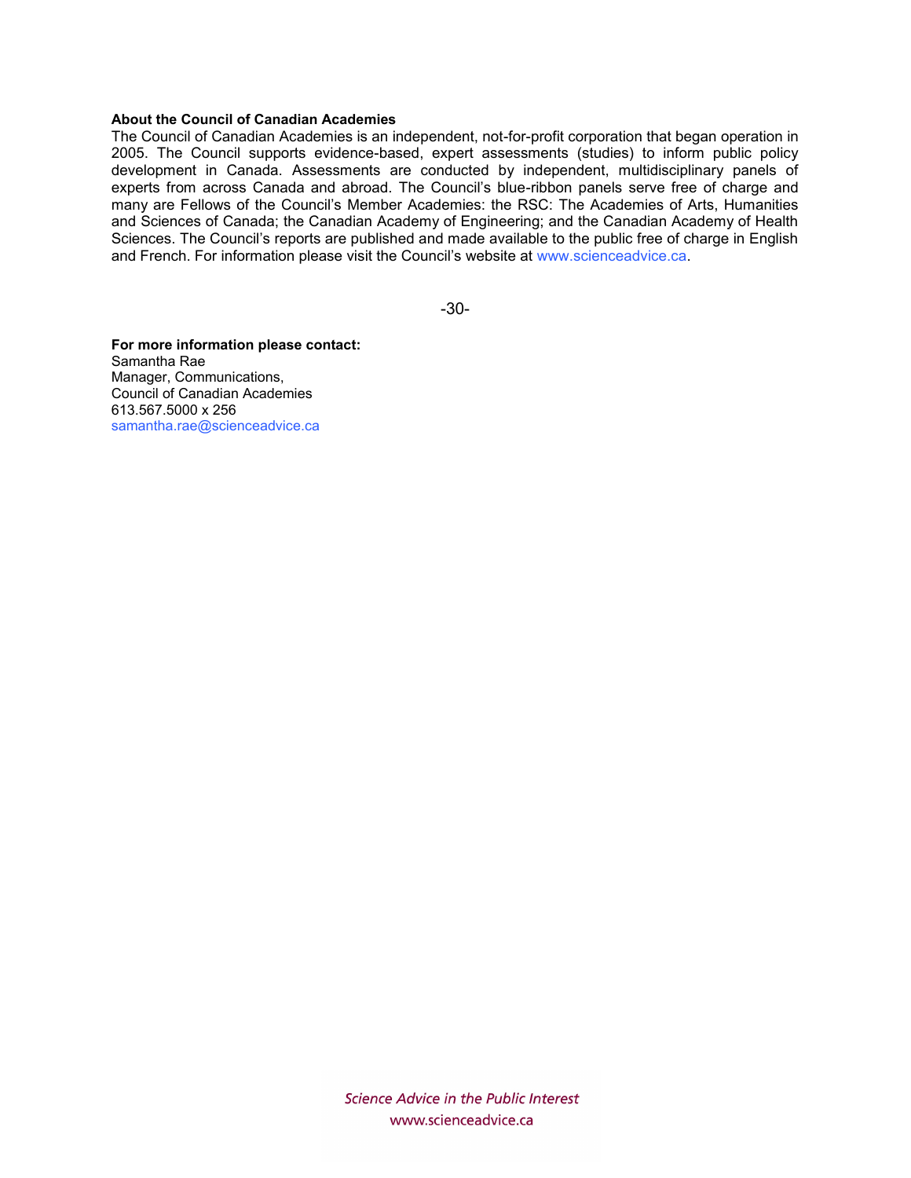**About the Council of Canadian Academies**

The Council of Canadian Academies is an independent, not-for-profit corporation that began operation in 2005. The Council supports evidence-based, expert assessments (studies) to inform public policy development in Canada. Assessments are conducted by independent, multidisciplinary panels of experts from across Canada and abroad. The Council's blue-ribbon panels serve free of charge and many are Fellows of the Council's Member Academies: the RSC: The Academies of Arts, Humanities and Sciences of Canada; the Canadian Academy of Engineering; and the Canadian Academy of Health Sciences. The Council's reports are published and made available to the public free of charge in English and French. For information please visit the Council's website at www.scienceadvice.ca.

-30-

**For more information please contact:**
Samantha Rae
Manager, Communications,
Council of Canadian Academies
613.567.5000 x 256
samantha.rae@scienceadvice.ca

*Science Advice in the Public Interest*
www.scienceadvice.ca